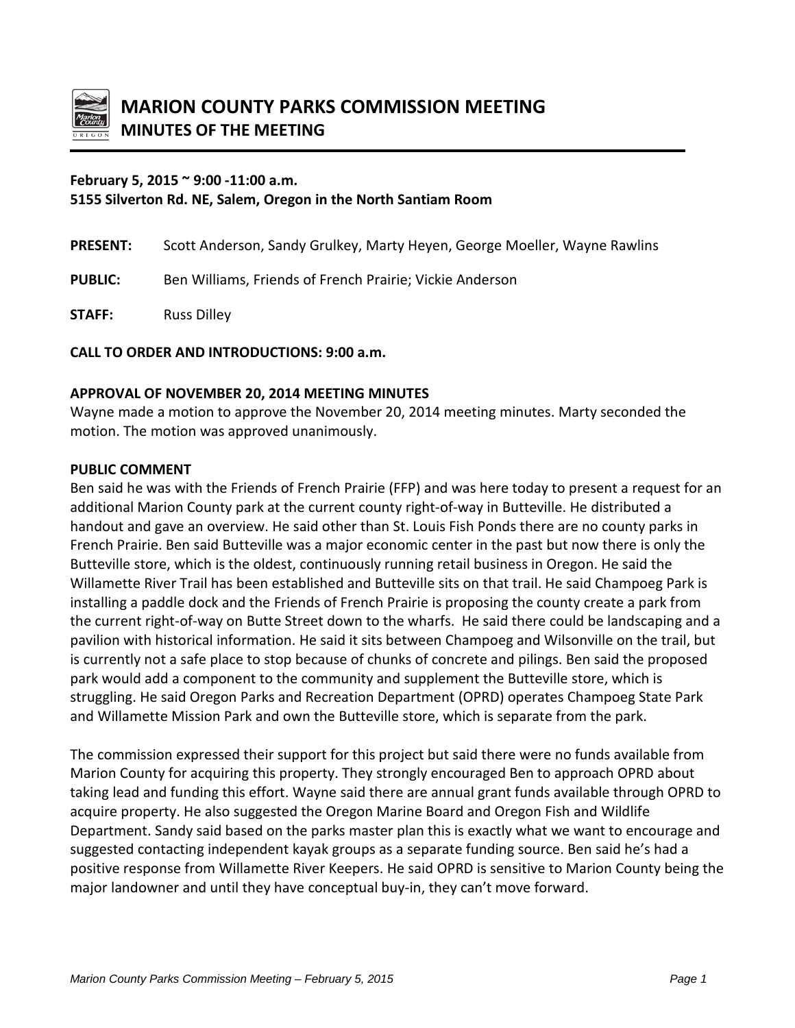# MARION COUNTY PARKS COMMISSION MEETING
## MINUTES OF THE MEETING

**February 5, 2015 ~ 9:00 -11:00 a.m.**
**5155 Silverton Rd. NE, Salem, Oregon in the North Santiam Room**

**PRESENT:** Scott Anderson, Sandy Grulkey, Marty Heyen, George Moeller, Wayne Rawlins

**PUBLIC:** Ben Williams, Friends of French Prairie; Vickie Anderson

**STAFF:** Russ Dilley

**CALL TO ORDER AND INTRODUCTIONS: 9:00 a.m.**

**APPROVAL OF NOVEMBER 20, 2014 MEETING MINUTES**

Wayne made a motion to approve the November 20, 2014 meeting minutes. Marty seconded the motion. The motion was approved unanimously.

**PUBLIC COMMENT**

Ben said he was with the Friends of French Prairie (FFP) and was here today to present a request for an additional Marion County park at the current county right-of-way in Butteville. He distributed a handout and gave an overview. He said other than St. Louis Fish Ponds there are no county parks in French Prairie. Ben said Butteville was a major economic center in the past but now there is only the Butteville store, which is the oldest, continuously running retail business in Oregon. He said the Willamette River Trail has been established and Butteville sits on that trail. He said Champoeg Park is installing a paddle dock and the Friends of French Prairie is proposing the county create a park from the current right-of-way on Butte Street down to the wharfs. He said there could be landscaping and a pavilion with historical information. He said it sits between Champoeg and Wilsonville on the trail, but is currently not a safe place to stop because of chunks of concrete and pilings. Ben said the proposed park would add a component to the community and supplement the Butteville store, which is struggling. He said Oregon Parks and Recreation Department (OPRD) operates Champoeg State Park and Willamette Mission Park and own the Butteville store, which is separate from the park.

The commission expressed their support for this project but said there were no funds available from Marion County for acquiring this property. They strongly encouraged Ben to approach OPRD about taking lead and funding this effort. Wayne said there are annual grant funds available through OPRD to acquire property. He also suggested the Oregon Marine Board and Oregon Fish and Wildlife Department. Sandy said based on the parks master plan this is exactly what we want to encourage and suggested contacting independent kayak groups as a separate funding source. Ben said he's had a positive response from Willamette River Keepers. He said OPRD is sensitive to Marion County being the major landowner and until they have conceptual buy-in, they can't move forward.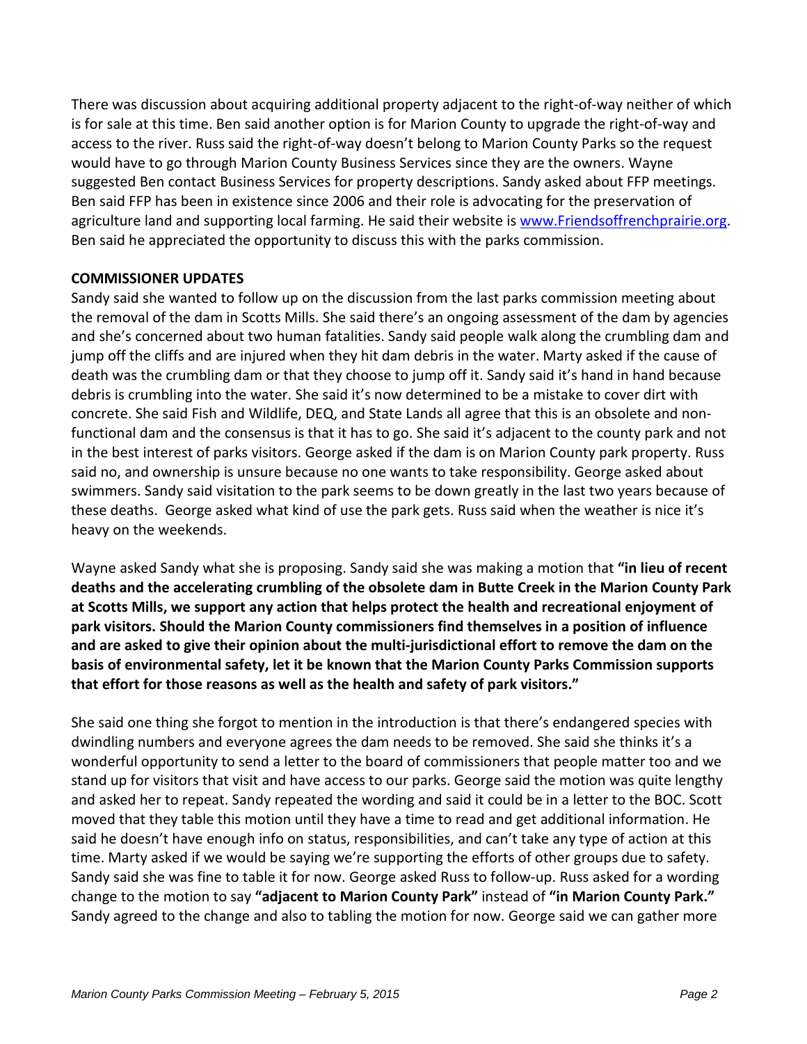There was discussion about acquiring additional property adjacent to the right-of-way neither of which is for sale at this time. Ben said another option is for Marion County to upgrade the right-of-way and access to the river. Russ said the right-of-way doesn't belong to Marion County Parks so the request would have to go through Marion County Business Services since they are the owners. Wayne suggested Ben contact Business Services for property descriptions. Sandy asked about FFP meetings. Ben said FFP has been in existence since 2006 and their role is advocating for the preservation of agriculture land and supporting local farming. He said their website is [www.Friendsoffrenchprairie.org](www.Friendsoffrenchprairie.org). Ben said he appreciated the opportunity to discuss this with the parks commission.

**COMMISSIONER UPDATES**

Sandy said she wanted to follow up on the discussion from the last parks commission meeting about the removal of the dam in Scotts Mills. She said there's an ongoing assessment of the dam by agencies and she's concerned about two human fatalities. Sandy said people walk along the crumbling dam and jump off the cliffs and are injured when they hit dam debris in the water. Marty asked if the cause of death was the crumbling dam or that they choose to jump off it. Sandy said it's hand in hand because debris is crumbling into the water. She said it's now determined to be a mistake to cover dirt with concrete. She said Fish and Wildlife, DEQ, and State Lands all agree that this is an obsolete and non-functional dam and the consensus is that it has to go. She said it's adjacent to the county park and not in the best interest of parks visitors. George asked if the dam is on Marion County park property. Russ said no, and ownership is unsure because no one wants to take responsibility. George asked about swimmers. Sandy said visitation to the park seems to be down greatly in the last two years because of these deaths. George asked what kind of use the park gets. Russ said when the weather is nice it's heavy on the weekends.

Wayne asked Sandy what she is proposing. Sandy said she was making a motion that **"in lieu of recent deaths and the accelerating crumbling of the obsolete dam in Butte Creek in the Marion County Park at Scotts Mills, we support any action that helps protect the health and recreational enjoyment of park visitors. Should the Marion County commissioners find themselves in a position of influence and are asked to give their opinion about the multi-jurisdictional effort to remove the dam on the basis of environmental safety, let it be known that the Marion County Parks Commission supports that effort for those reasons as well as the health and safety of park visitors."**

She said one thing she forgot to mention in the introduction is that there's endangered species with dwindling numbers and everyone agrees the dam needs to be removed. She said she thinks it's a wonderful opportunity to send a letter to the board of commissioners that people matter too and we stand up for visitors that visit and have access to our parks. George said the motion was quite lengthy and asked her to repeat. Sandy repeated the wording and said it could be in a letter to the BOC. Scott moved that they table this motion until they have a time to read and get additional information. He said he doesn't have enough info on status, responsibilities, and can't take any type of action at this time. Marty asked if we would be saying we're supporting the efforts of other groups due to safety. Sandy said she was fine to table it for now. George asked Russ to follow-up. Russ asked for a wording change to the motion to say **"adjacent to Marion County Park"** instead of **"in Marion County Park."** Sandy agreed to the change and also to tabling the motion for now. George said we can gather more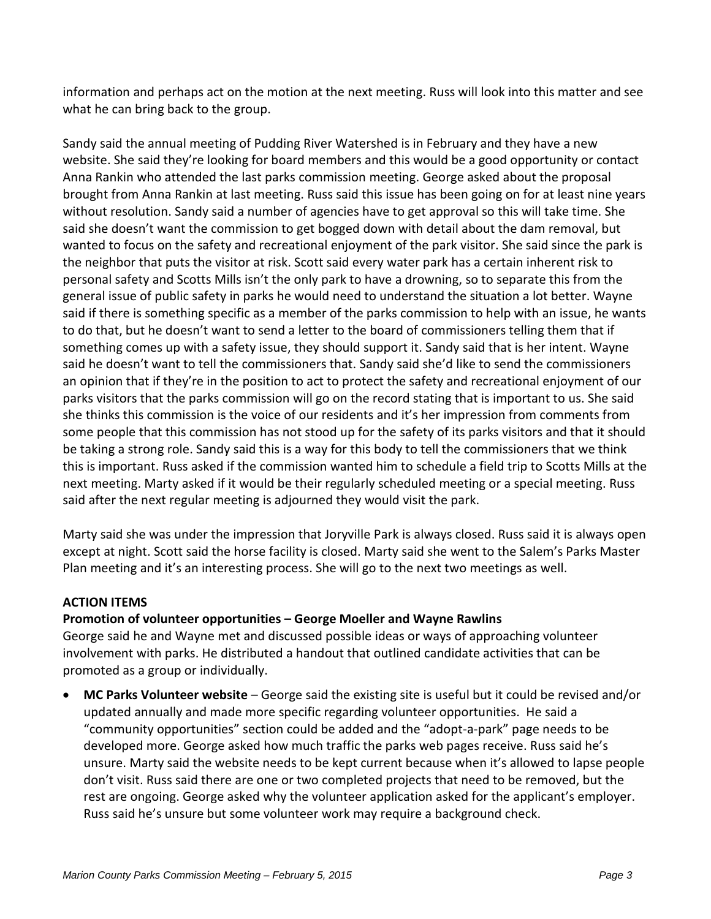information and perhaps act on the motion at the next meeting. Russ will look into this matter and see what he can bring back to the group.

Sandy said the annual meeting of Pudding River Watershed is in February and they have a new website. She said they're looking for board members and this would be a good opportunity or contact Anna Rankin who attended the last parks commission meeting. George asked about the proposal brought from Anna Rankin at last meeting. Russ said this issue has been going on for at least nine years without resolution. Sandy said a number of agencies have to get approval so this will take time. She said she doesn't want the commission to get bogged down with detail about the dam removal, but wanted to focus on the safety and recreational enjoyment of the park visitor. She said since the park is the neighbor that puts the visitor at risk. Scott said every water park has a certain inherent risk to personal safety and Scotts Mills isn't the only park to have a drowning, so to separate this from the general issue of public safety in parks he would need to understand the situation a lot better. Wayne said if there is something specific as a member of the parks commission to help with an issue, he wants to do that, but he doesn't want to send a letter to the board of commissioners telling them that if something comes up with a safety issue, they should support it. Sandy said that is her intent. Wayne said he doesn't want to tell the commissioners that. Sandy said she'd like to send the commissioners an opinion that if they're in the position to act to protect the safety and recreational enjoyment of our parks visitors that the parks commission will go on the record stating that is important to us. She said she thinks this commission is the voice of our residents and it's her impression from comments from some people that this commission has not stood up for the safety of its parks visitors and that it should be taking a strong role. Sandy said this is a way for this body to tell the commissioners that we think this is important. Russ asked if the commission wanted him to schedule a field trip to Scotts Mills at the next meeting. Marty asked if it would be their regularly scheduled meeting or a special meeting. Russ said after the next regular meeting is adjourned they would visit the park.

Marty said she was under the impression that Joryville Park is always closed. Russ said it is always open except at night. Scott said the horse facility is closed. Marty said she went to the Salem's Parks Master Plan meeting and it's an interesting process. She will go to the next two meetings as well.

**ACTION ITEMS**

**Promotion of volunteer opportunities – George Moeller and Wayne Rawlins**

George said he and Wayne met and discussed possible ideas or ways of approaching volunteer involvement with parks. He distributed a handout that outlined candidate activities that can be promoted as a group or individually.

- **MC Parks Volunteer website** – George said the existing site is useful but it could be revised and/or updated annually and made more specific regarding volunteer opportunities. He said a "community opportunities" section could be added and the "adopt-a-park" page needs to be developed more. George asked how much traffic the parks web pages receive. Russ said he's unsure. Marty said the website needs to be kept current because when it's allowed to lapse people don't visit. Russ said there are one or two completed projects that need to be removed, but the rest are ongoing. George asked why the volunteer application asked for the applicant's employer. Russ said he's unsure but some volunteer work may require a background check.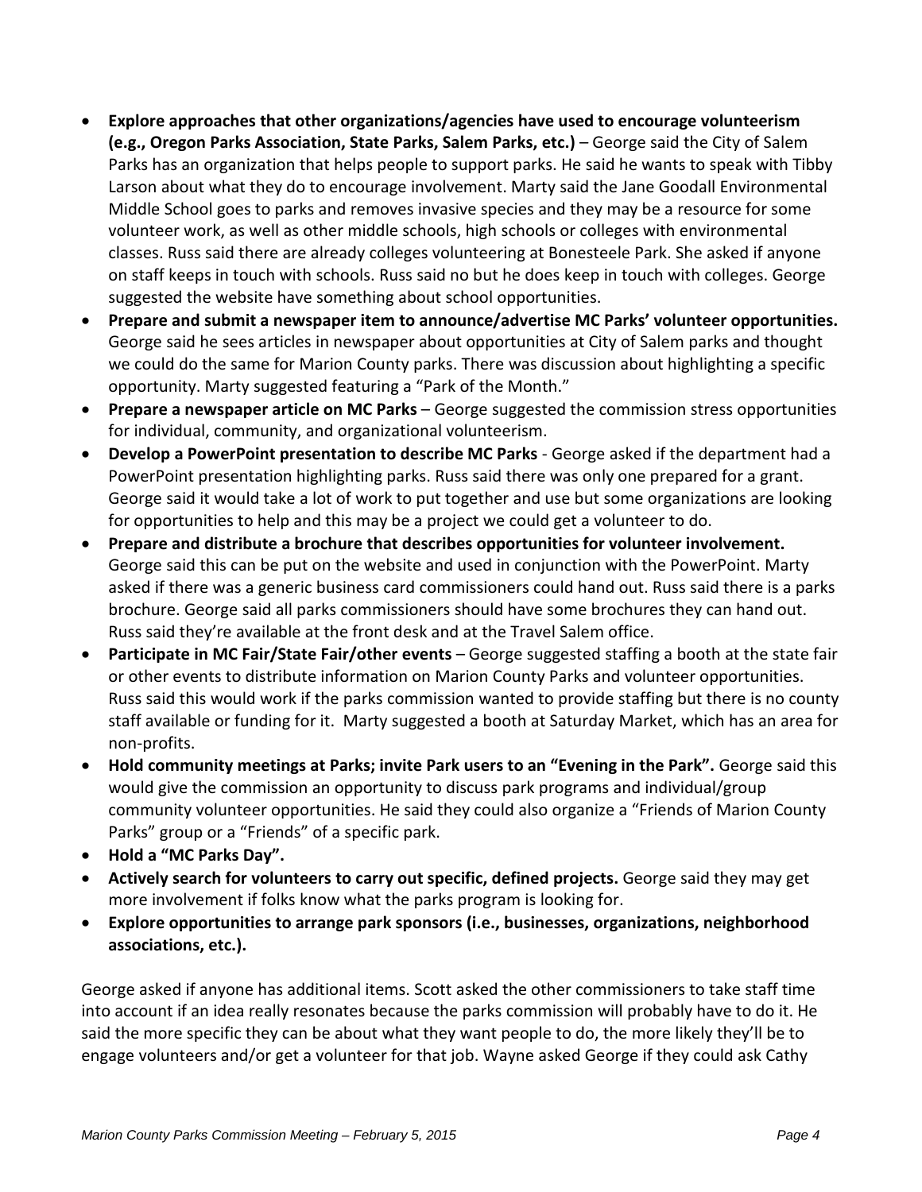- **Explore approaches that other organizations/agencies have used to encourage volunteerism (e.g., Oregon Parks Association, State Parks, Salem Parks, etc.)** – George said the City of Salem Parks has an organization that helps people to support parks. He said he wants to speak with Tibby Larson about what they do to encourage involvement. Marty said the Jane Goodall Environmental Middle School goes to parks and removes invasive species and they may be a resource for some volunteer work, as well as other middle schools, high schools or colleges with environmental classes. Russ said there are already colleges volunteering at Bonesteele Park. She asked if anyone on staff keeps in touch with schools. Russ said no but he does keep in touch with colleges. George suggested the website have something about school opportunities.
- **Prepare and submit a newspaper item to announce/advertise MC Parks' volunteer opportunities.** George said he sees articles in newspaper about opportunities at City of Salem parks and thought we could do the same for Marion County parks. There was discussion about highlighting a specific opportunity. Marty suggested featuring a "Park of the Month."
- **Prepare a newspaper article on MC Parks** – George suggested the commission stress opportunities for individual, community, and organizational volunteerism.
- **Develop a PowerPoint presentation to describe MC Parks** - George asked if the department had a PowerPoint presentation highlighting parks. Russ said there was only one prepared for a grant. George said it would take a lot of work to put together and use but some organizations are looking for opportunities to help and this may be a project we could get a volunteer to do.
- **Prepare and distribute a brochure that describes opportunities for volunteer involvement.** George said this can be put on the website and used in conjunction with the PowerPoint. Marty asked if there was a generic business card commissioners could hand out. Russ said there is a parks brochure. George said all parks commissioners should have some brochures they can hand out. Russ said they're available at the front desk and at the Travel Salem office.
- **Participate in MC Fair/State Fair/other events** – George suggested staffing a booth at the state fair or other events to distribute information on Marion County Parks and volunteer opportunities. Russ said this would work if the parks commission wanted to provide staffing but there is no county staff available or funding for it. Marty suggested a booth at Saturday Market, which has an area for non-profits.
- **Hold community meetings at Parks; invite Park users to an "Evening in the Park".** George said this would give the commission an opportunity to discuss park programs and individual/group community volunteer opportunities. He said they could also organize a "Friends of Marion County Parks" group or a "Friends" of a specific park.
- **Hold a "MC Parks Day".**
- **Actively search for volunteers to carry out specific, defined projects.** George said they may get more involvement if folks know what the parks program is looking for.
- **Explore opportunities to arrange park sponsors (i.e., businesses, organizations, neighborhood associations, etc.).**

George asked if anyone has additional items. Scott asked the other commissioners to take staff time into account if an idea really resonates because the parks commission will probably have to do it. He said the more specific they can be about what they want people to do, the more likely they'll be to engage volunteers and/or get a volunteer for that job. Wayne asked George if they could ask Cathy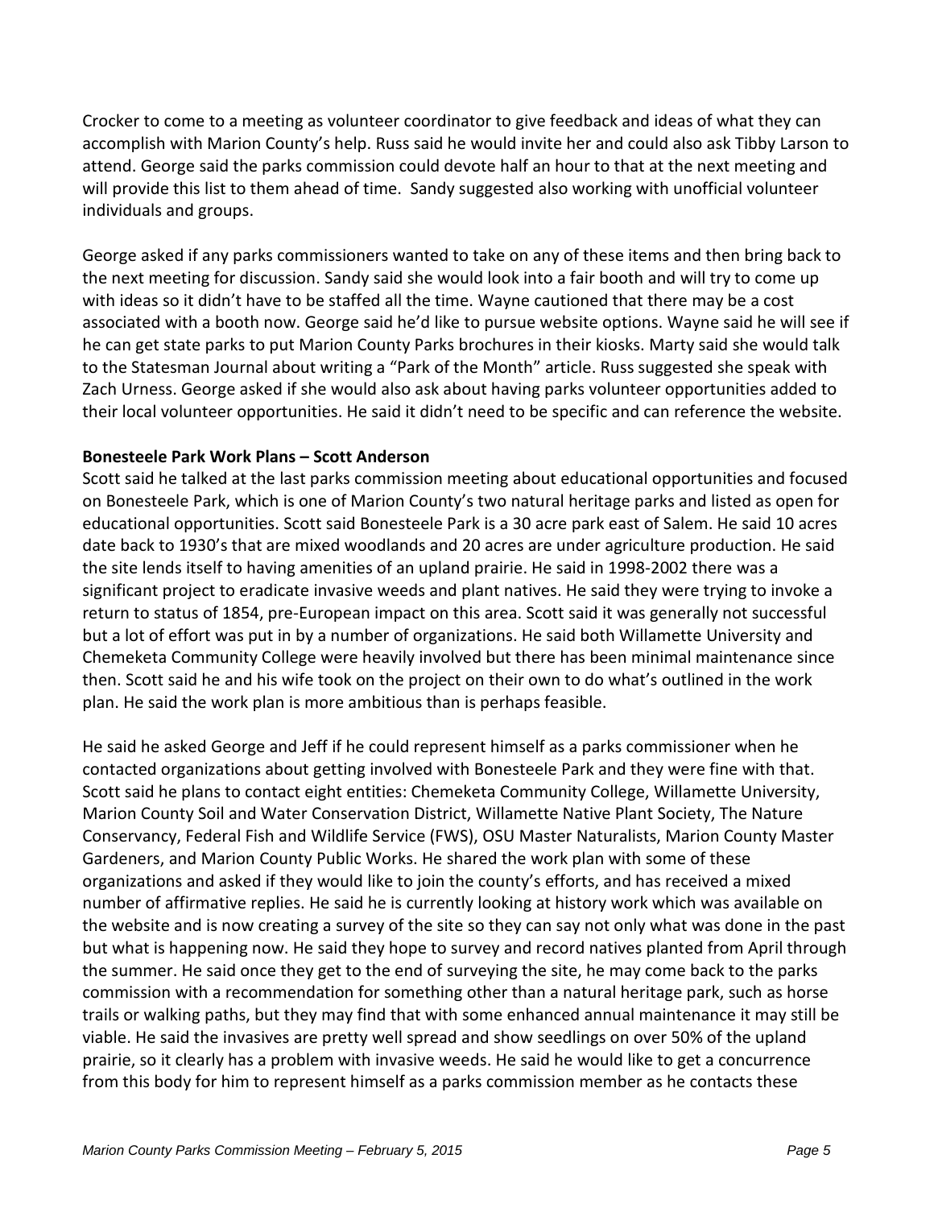Crocker to come to a meeting as volunteer coordinator to give feedback and ideas of what they can accomplish with Marion County's help. Russ said he would invite her and could also ask Tibby Larson to attend. George said the parks commission could devote half an hour to that at the next meeting and will provide this list to them ahead of time.  Sandy suggested also working with unofficial volunteer individuals and groups.

George asked if any parks commissioners wanted to take on any of these items and then bring back to the next meeting for discussion. Sandy said she would look into a fair booth and will try to come up with ideas so it didn't have to be staffed all the time. Wayne cautioned that there may be a cost associated with a booth now. George said he'd like to pursue website options. Wayne said he will see if he can get state parks to put Marion County Parks brochures in their kiosks. Marty said she would talk to the Statesman Journal about writing a "Park of the Month" article. Russ suggested she speak with Zach Urness. George asked if she would also ask about having parks volunteer opportunities added to their local volunteer opportunities. He said it didn't need to be specific and can reference the website.

**Bonesteele Park Work Plans – Scott Anderson**

Scott said he talked at the last parks commission meeting about educational opportunities and focused on Bonesteele Park, which is one of Marion County's two natural heritage parks and listed as open for educational opportunities. Scott said Bonesteele Park is a 30 acre park east of Salem. He said 10 acres date back to 1930's that are mixed woodlands and 20 acres are under agriculture production. He said the site lends itself to having amenities of an upland prairie. He said in 1998-2002 there was a significant project to eradicate invasive weeds and plant natives. He said they were trying to invoke a return to status of 1854, pre-European impact on this area. Scott said it was generally not successful but a lot of effort was put in by a number of organizations. He said both Willamette University and Chemeketa Community College were heavily involved but there has been minimal maintenance since then. Scott said he and his wife took on the project on their own to do what's outlined in the work plan. He said the work plan is more ambitious than is perhaps feasible.

He said he asked George and Jeff if he could represent himself as a parks commissioner when he contacted organizations about getting involved with Bonesteele Park and they were fine with that. Scott said he plans to contact eight entities: Chemeketa Community College, Willamette University, Marion County Soil and Water Conservation District, Willamette Native Plant Society, The Nature Conservancy, Federal Fish and Wildlife Service (FWS), OSU Master Naturalists, Marion County Master Gardeners, and Marion County Public Works. He shared the work plan with some of these organizations and asked if they would like to join the county's efforts, and has received a mixed number of affirmative replies. He said he is currently looking at history work which was available on the website and is now creating a survey of the site so they can say not only what was done in the past but what is happening now. He said they hope to survey and record natives planted from April through the summer. He said once they get to the end of surveying the site, he may come back to the parks commission with a recommendation for something other than a natural heritage park, such as horse trails or walking paths, but they may find that with some enhanced annual maintenance it may still be viable. He said the invasives are pretty well spread and show seedlings on over 50% of the upland prairie, so it clearly has a problem with invasive weeds. He said he would like to get a concurrence from this body for him to represent himself as a parks commission member as he contacts these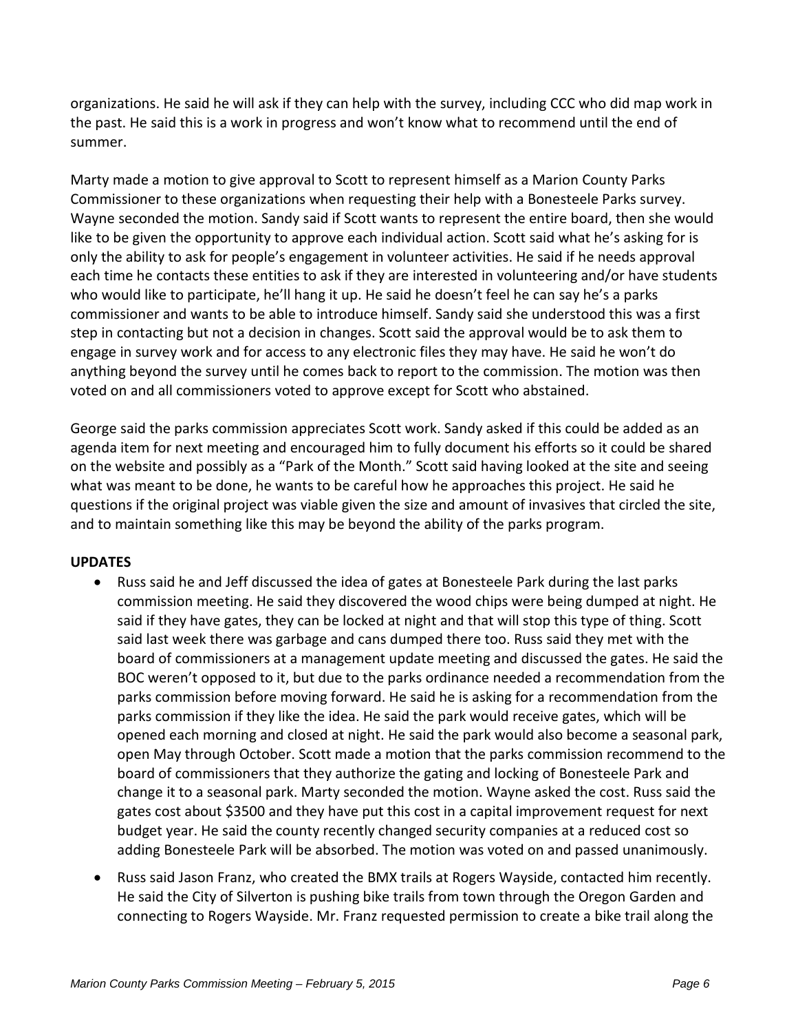organizations. He said he will ask if they can help with the survey, including CCC who did map work in the past. He said this is a work in progress and won't know what to recommend until the end of summer.

Marty made a motion to give approval to Scott to represent himself as a Marion County Parks Commissioner to these organizations when requesting their help with a Bonesteele Parks survey. Wayne seconded the motion. Sandy said if Scott wants to represent the entire board, then she would like to be given the opportunity to approve each individual action. Scott said what he's asking for is only the ability to ask for people's engagement in volunteer activities. He said if he needs approval each time he contacts these entities to ask if they are interested in volunteering and/or have students who would like to participate, he'll hang it up. He said he doesn't feel he can say he's a parks commissioner and wants to be able to introduce himself. Sandy said she understood this was a first step in contacting but not a decision in changes. Scott said the approval would be to ask them to engage in survey work and for access to any electronic files they may have. He said he won't do anything beyond the survey until he comes back to report to the commission. The motion was then voted on and all commissioners voted to approve except for Scott who abstained.

George said the parks commission appreciates Scott work. Sandy asked if this could be added as an agenda item for next meeting and encouraged him to fully document his efforts so it could be shared on the website and possibly as a "Park of the Month." Scott said having looked at the site and seeing what was meant to be done, he wants to be careful how he approaches this project. He said he questions if the original project was viable given the size and amount of invasives that circled the site, and to maintain something like this may be beyond the ability of the parks program.

**UPDATES**

- Russ said he and Jeff discussed the idea of gates at Bonesteele Park during the last parks commission meeting. He said they discovered the wood chips were being dumped at night. He said if they have gates, they can be locked at night and that will stop this type of thing. Scott said last week there was garbage and cans dumped there too. Russ said they met with the board of commissioners at a management update meeting and discussed the gates. He said the BOC weren't opposed to it, but due to the parks ordinance needed a recommendation from the parks commission before moving forward. He said he is asking for a recommendation from the parks commission if they like the idea. He said the park would receive gates, which will be opened each morning and closed at night. He said the park would also become a seasonal park, open May through October. Scott made a motion that the parks commission recommend to the board of commissioners that they authorize the gating and locking of Bonesteele Park and change it to a seasonal park. Marty seconded the motion. Wayne asked the cost. Russ said the gates cost about $3500 and they have put this cost in a capital improvement request for next budget year. He said the county recently changed security companies at a reduced cost so adding Bonesteele Park will be absorbed. The motion was voted on and passed unanimously.
- Russ said Jason Franz, who created the BMX trails at Rogers Wayside, contacted him recently. He said the City of Silverton is pushing bike trails from town through the Oregon Garden and connecting to Rogers Wayside. Mr. Franz requested permission to create a bike trail along the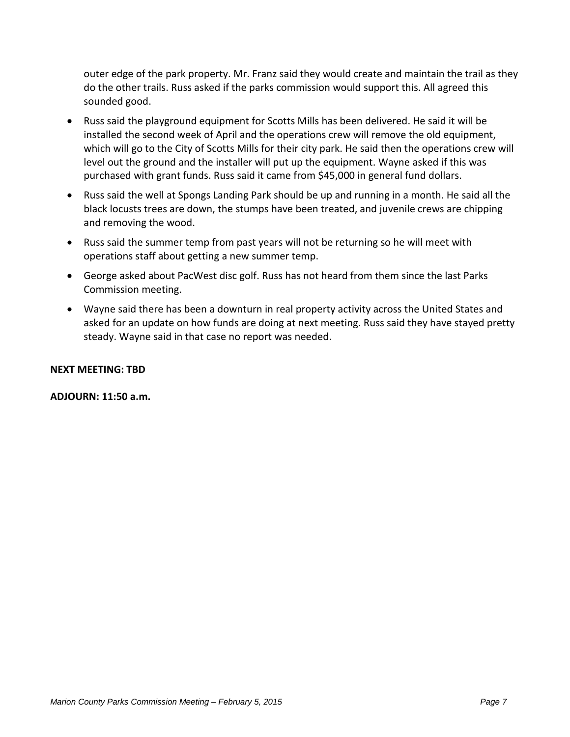outer edge of the park property. Mr. Franz said they would create and maintain the trail as they do the other trails. Russ asked if the parks commission would support this. All agreed this sounded good.

- Russ said the playground equipment for Scotts Mills has been delivered. He said it will be installed the second week of April and the operations crew will remove the old equipment, which will go to the City of Scotts Mills for their city park. He said then the operations crew will level out the ground and the installer will put up the equipment. Wayne asked if this was purchased with grant funds. Russ said it came from $45,000 in general fund dollars.
- Russ said the well at Spongs Landing Park should be up and running in a month. He said all the black locusts trees are down, the stumps have been treated, and juvenile crews are chipping and removing the wood.
- Russ said the summer temp from past years will not be returning so he will meet with operations staff about getting a new summer temp.
- George asked about PacWest disc golf. Russ has not heard from them since the last Parks Commission meeting.
- Wayne said there has been a downturn in real property activity across the United States and asked for an update on how funds are doing at next meeting. Russ said they have stayed pretty steady. Wayne said in that case no report was needed.

**NEXT MEETING: TBD**

**ADJOURN: 11:50 a.m.**